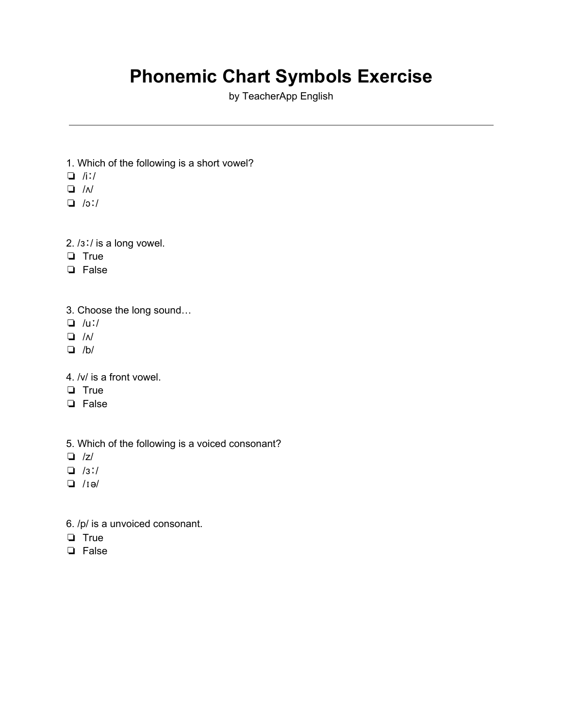# Phonemic Chart Symbols Exercise

by TeacherApp English

---

1. Which of the following is a short vowel?

- ❏ /iː/
- ❏ /ʌ/
- ❏ /ɔː/

2. /ɜː/ is a long vowel.

- ❏ True
- ❏ False

3. Choose the long sound…

- ❏ /uː/
- ❏ /ʌ/
- ❏ /b/

4. /v/ is a front vowel.

- ❏ True
- ❏ False

5. Which of the following is a voiced consonant?

- ❏ /z/
- ❏ /ɜː/
- ❏ /ɪə/

6. /p/ is a unvoiced consonant.

- ❏ True
- ❏ False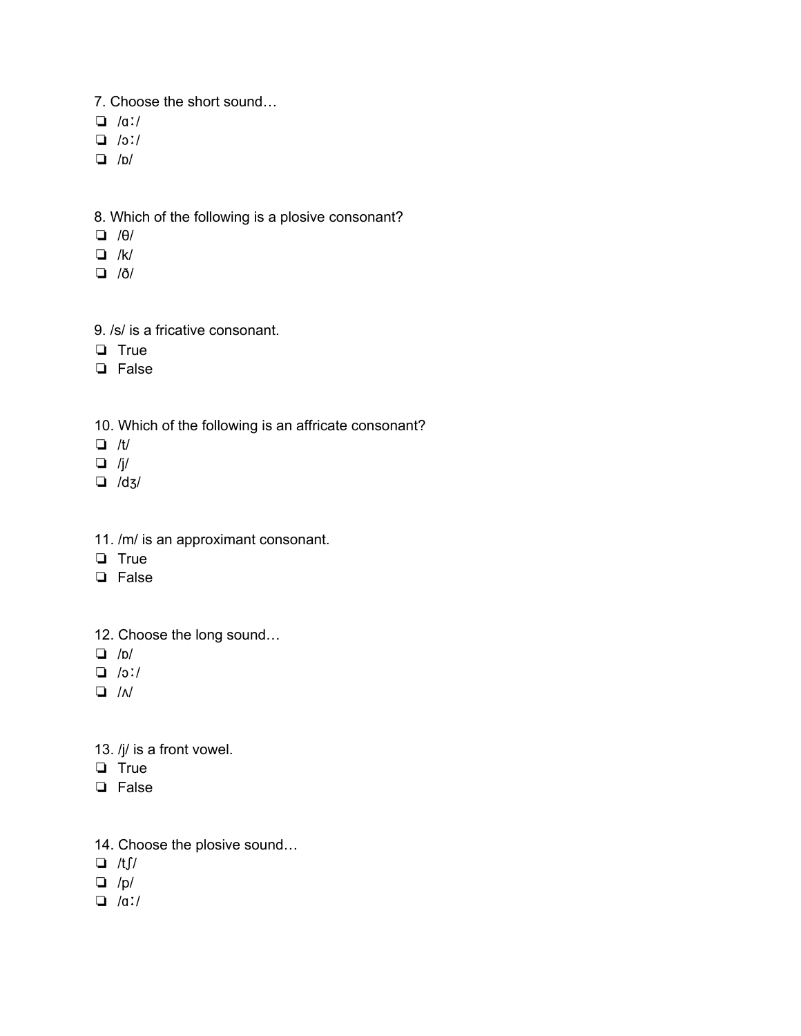7. Choose the short sound…

- ❏ /ɑː/
- ❏ /ɔː/
- ❏ /ɒ/

8. Which of the following is a plosive consonant?

- ❏ /θ/
- ❏ /k/
- ❏ /ð/

9. /s/ is a fricative consonant.

- ❏ True
- ❏ False

10. Which of the following is an affricate consonant?

- ❏ /t/
- ❏ /j/
- ❏ /dʒ/

11. /m/ is an approximant consonant.

- ❏ True
- ❏ False

12. Choose the long sound…

- ❏ /ɒ/
- ❏ /ɔː/
- ❏ /ʌ/

13. /j/ is a front vowel.

- ❏ True
- ❏ False

14. Choose the plosive sound…

- ❏ /tʃ/
- ❏ /p/
- ❏ /ɑː/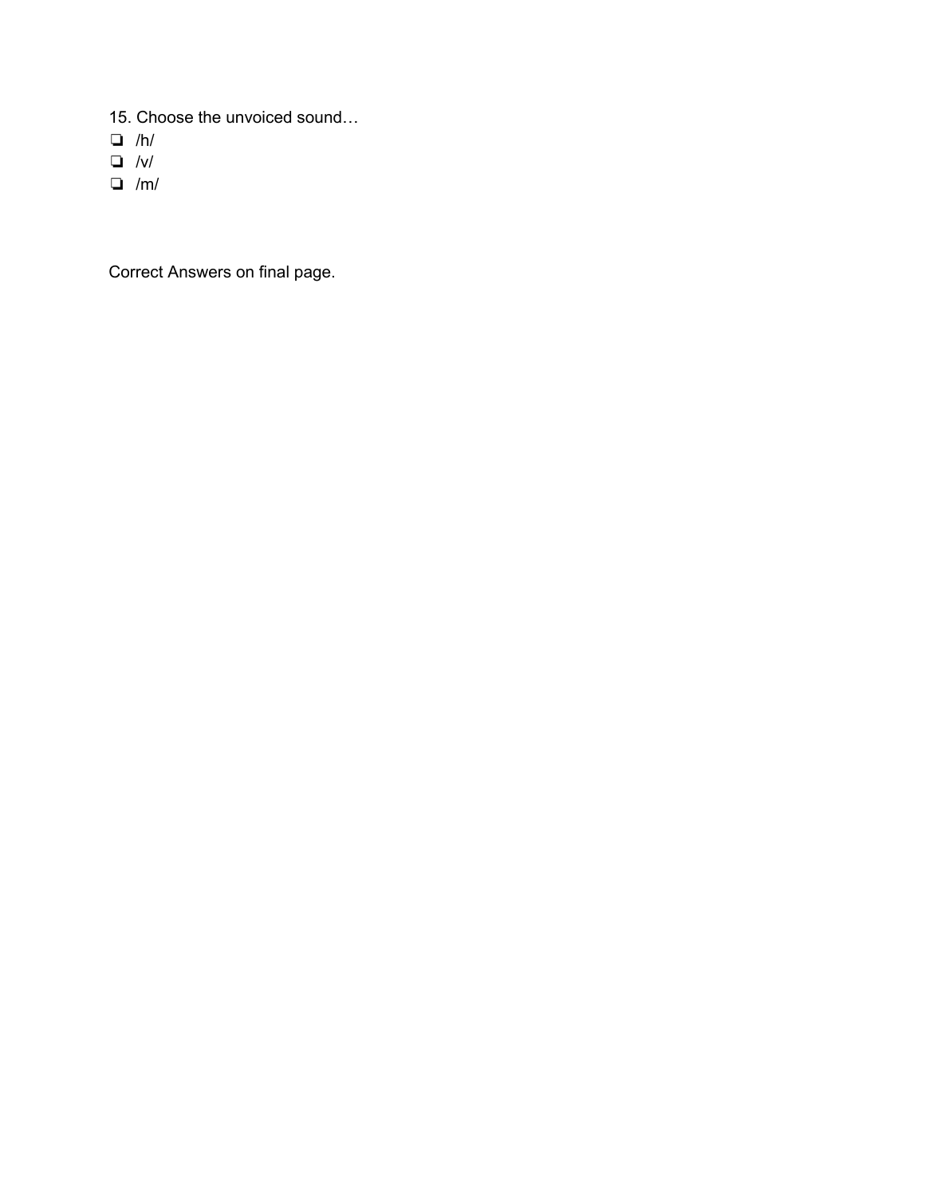15. Choose the unvoiced sound…

- ❏ /h/
- ❏ /v/
- ❏ /m/

Correct Answers on final page.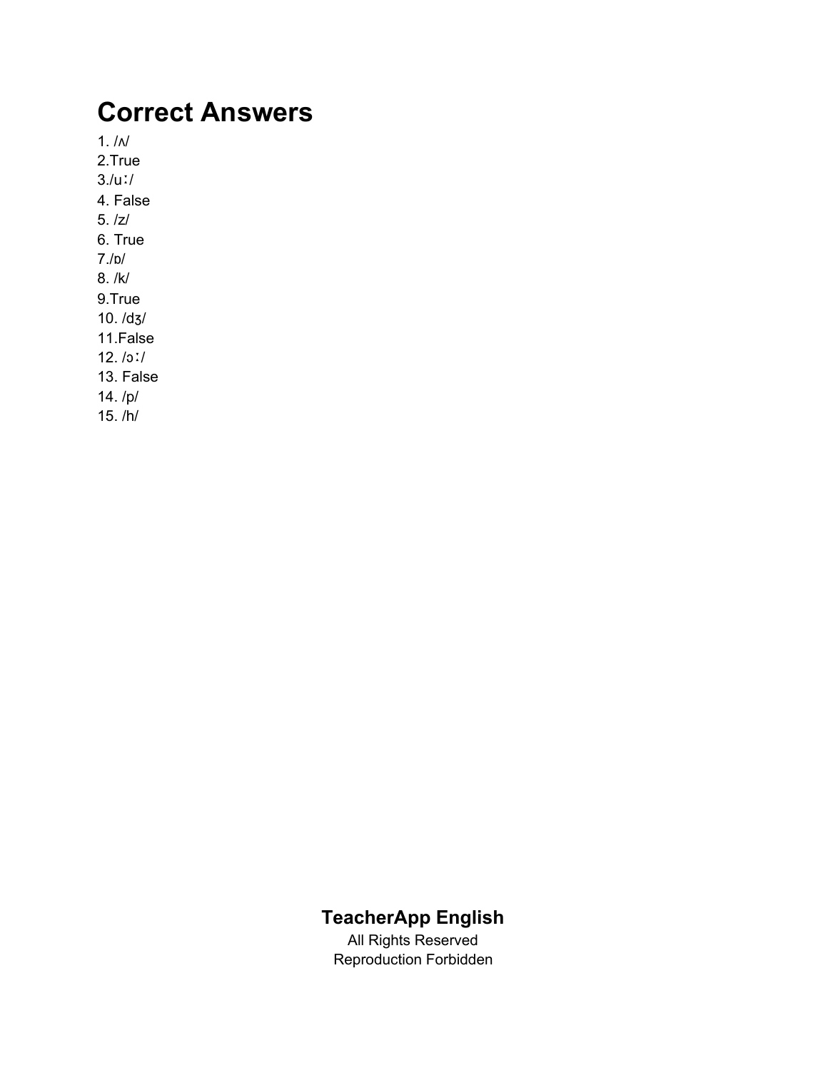# Correct Answers

1. /ʌ/
2.True
3./uː/
4. False
5. /z/
6. True
7./ɒ/
8. /k/
9.True
10. /dʒ/
11.False
12. /ɔː/
13. False
14. /p/
15. /h/

**TeacherApp English**

All Rights Reserved

Reproduction Forbidden